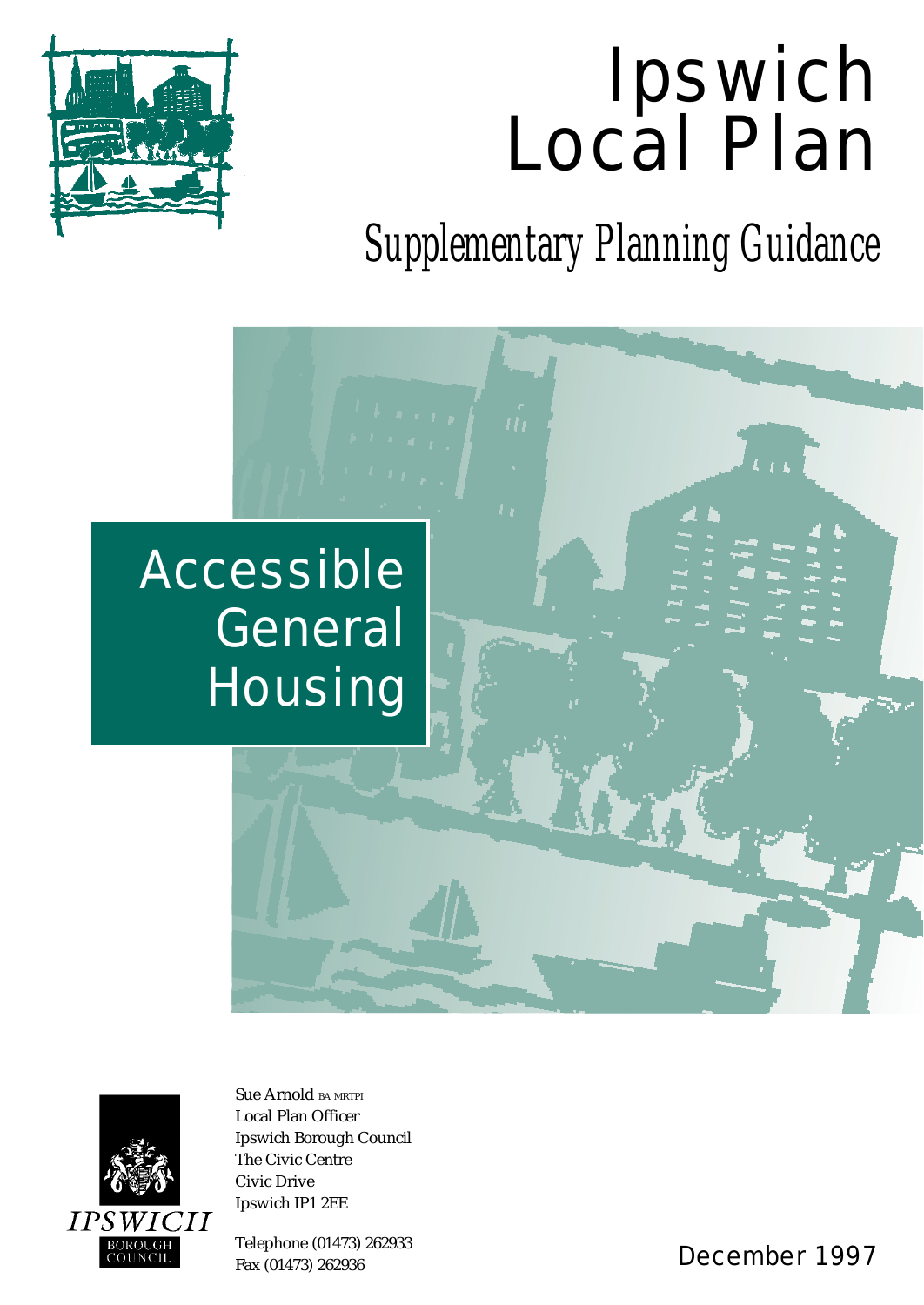# Ipswich Local Plan

## Supplementary Planning Guidance

# Accessible General Housing

Sue Arnold BA MRTPI
Local Plan Officer
Ipswich Borough Council
The Civic Centre
Civic Drive
Ipswich IP1 2EE

Telephone (01473) 262933
Fax (01473) 262936

IPSWICH BOROUGH COUNCIL

December 1997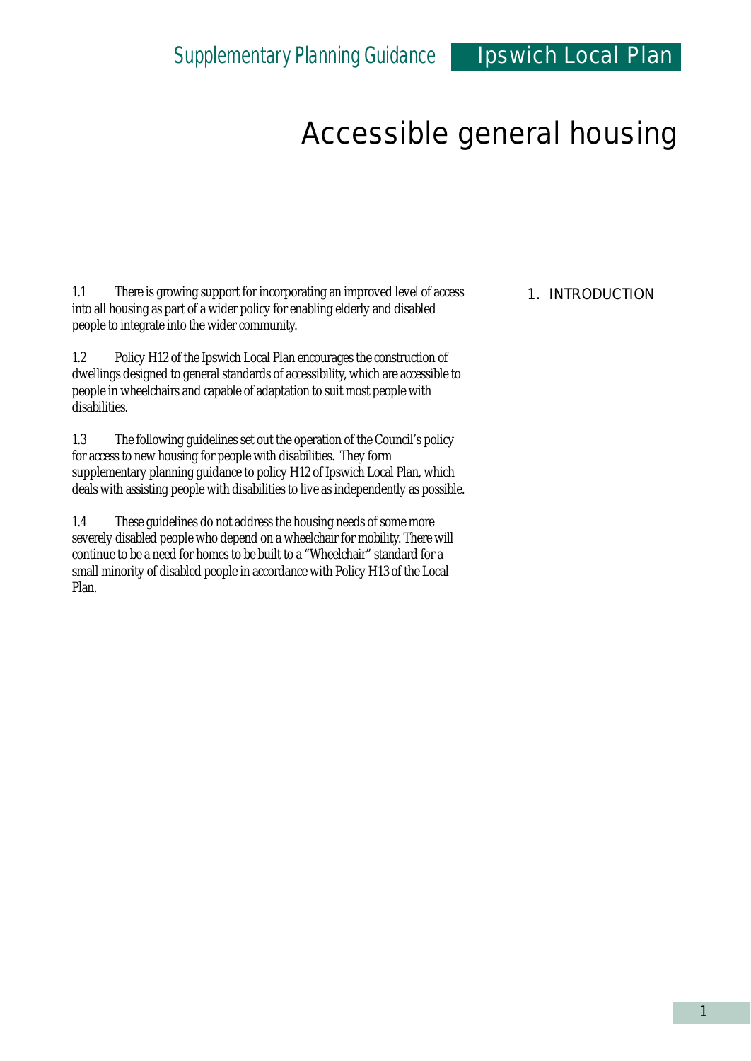# Accessible general housing

## 1. INTRODUCTION

1.1 There is growing support for incorporating an improved level of access into all housing as part of a wider policy for enabling elderly and disabled people to integrate into the wider community.

1.2 Policy H12 of the Ipswich Local Plan encourages the construction of dwellings designed to general standards of accessibility, which are accessible to people in wheelchairs and capable of adaptation to suit most people with disabilities.

1.3 The following guidelines set out the operation of the Council's policy for access to new housing for people with disabilities. They form supplementary planning guidance to policy H12 of Ipswich Local Plan, which deals with assisting people with disabilities to live as independently as possible.

1.4 These guidelines do not address the housing needs of some more severely disabled people who depend on a wheelchair for mobility. There will continue to be a need for homes to be built to a "Wheelchair" standard for a small minority of disabled people in accordance with Policy H13 of the Local Plan.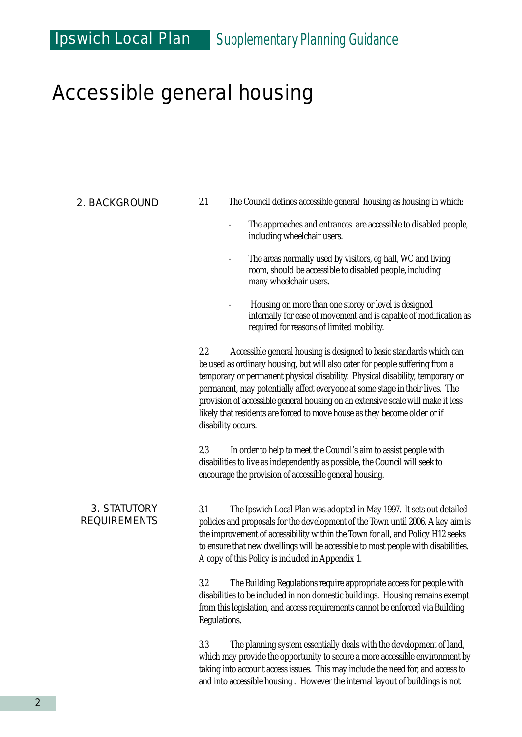# Accessible general housing

## 2. BACKGROUND

2.1 The Council defines accessible general housing as housing in which:

- The approaches and entrances are accessible to disabled people, including wheelchair users.
- The areas normally used by visitors, eg hall, WC and living room, should be accessible to disabled people, including many wheelchair users.
- Housing on more than one storey or level is designed internally for ease of movement and is capable of modification as required for reasons of limited mobility.

2.2 Accessible general housing is designed to basic standards which can be used as ordinary housing, but will also cater for people suffering from a temporary or permanent physical disability. Physical disability, temporary or permanent, may potentially affect everyone at some stage in their lives. The provision of accessible general housing on an extensive scale will make it less likely that residents are forced to move house as they become older or if disability occurs.

2.3 In order to help to meet the Council's aim to assist people with disabilities to live as independently as possible, the Council will seek to encourage the provision of accessible general housing.

## 3. STATUTORY REQUIREMENTS

3.1 The Ipswich Local Plan was adopted in May 1997. It sets out detailed policies and proposals for the development of the Town until 2006. A key aim is the improvement of accessibility within the Town for all, and Policy H12 seeks to ensure that new dwellings will be accessible to most people with disabilities. A copy of this Policy is included in Appendix 1.

3.2 The Building Regulations require appropriate access for people with disabilities to be included in non domestic buildings. Housing remains exempt from this legislation, and access requirements cannot be enforced via Building Regulations.

3.3 The planning system essentially deals with the development of land, which may provide the opportunity to secure a more accessible environment by taking into account access issues. This may include the need for, and access to and into accessible housing . However the internal layout of buildings is not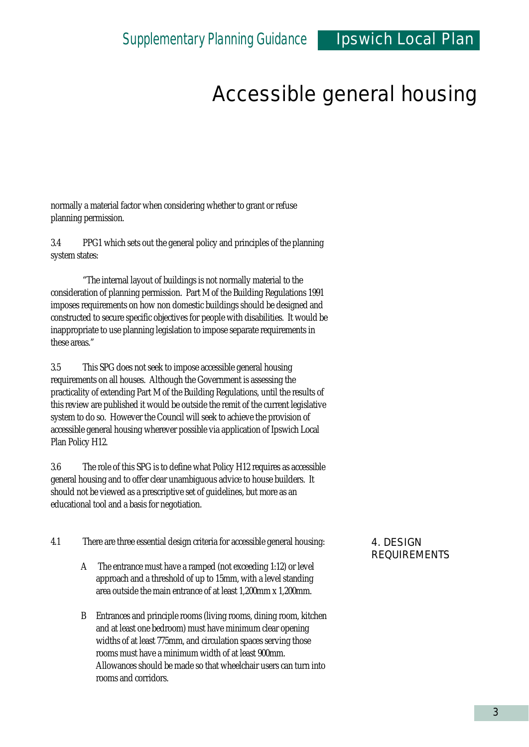normally a material factor when considering whether to grant or refuse planning permission.

3.4 PPG1 which sets out the general policy and principles of the planning system states:

"The internal layout of buildings is not normally material to the consideration of planning permission. Part M of the Building Regulations 1991 imposes requirements on how non domestic buildings should be designed and constructed to secure specific objectives for people with disabilities. It would be inappropriate to use planning legislation to impose separate requirements in these areas."

3.5 This SPG does not seek to impose accessible general housing requirements on all houses. Although the Government is assessing the practicality of extending Part M of the Building Regulations, until the results of this review are published it would be outside the remit of the current legislative system to do so. However the Council will seek to achieve the provision of accessible general housing wherever possible via application of Ipswich Local Plan Policy H12.

3.6 The role of this SPG is to define what Policy H12 requires as accessible general housing and to offer clear unambiguous advice to house builders. It should not be viewed as a prescriptive set of guidelines, but more as an educational tool and a basis for negotiation.

## 4. DESIGN REQUIREMENTS

4.1 There are three essential design criteria for accessible general housing:

A The entrance must have a ramped (not exceeding 1:12) or level approach and a threshold of up to 15mm, with a level standing area outside the main entrance of at least 1,200mm x 1,200mm.

B Entrances and principle rooms (living rooms, dining room, kitchen and at least one bedroom) must have minimum clear opening widths of at least 775mm, and circulation spaces serving those rooms must have a minimum width of at least 900mm. Allowances should be made so that wheelchair users can turn into rooms and corridors.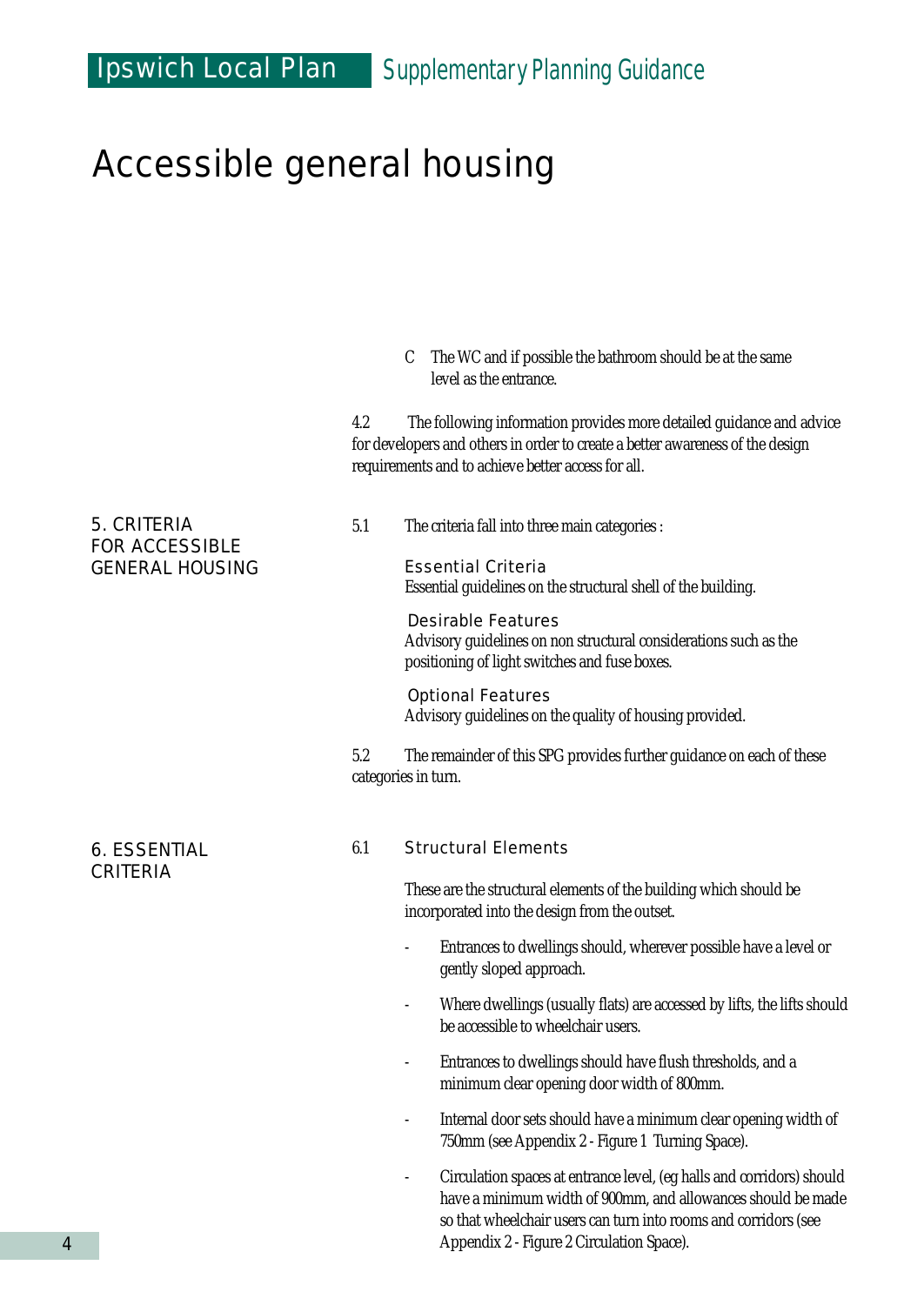# Accessible general housing

C The WC and if possible the bathroom should be at the same level as the entrance.

4.2 The following information provides more detailed guidance and advice for developers and others in order to create a better awareness of the design requirements and to achieve better access for all.

## 5. CRITERIA FOR ACCESSIBLE GENERAL HOUSING

5.1 The criteria fall into three main categories :

**Essential Criteria**
Essential guidelines on the structural shell of the building.

**Desirable Features**
Advisory guidelines on non structural considerations such as the positioning of light switches and fuse boxes.

**Optional Features**
Advisory guidelines on the quality of housing provided.

5.2 The remainder of this SPG provides further guidance on each of these categories in turn.

## 6. ESSENTIAL CRITERIA

### 6.1 Structural Elements

These are the structural elements of the building which should be incorporated into the design from the outset.

- Entrances to dwellings should, wherever possible have a level or gently sloped approach.
- Where dwellings (usually flats) are accessed by lifts, the lifts should be accessible to wheelchair users.
- Entrances to dwellings should have flush thresholds, and a minimum clear opening door width of 800mm.
- Internal door sets should have a minimum clear opening width of 750mm (see Appendix 2 - Figure 1 Turning Space).
- Circulation spaces at entrance level, (eg halls and corridors) should have a minimum width of 900mm, and allowances should be made so that wheelchair users can turn into rooms and corridors (see Appendix 2 - Figure 2 Circulation Space).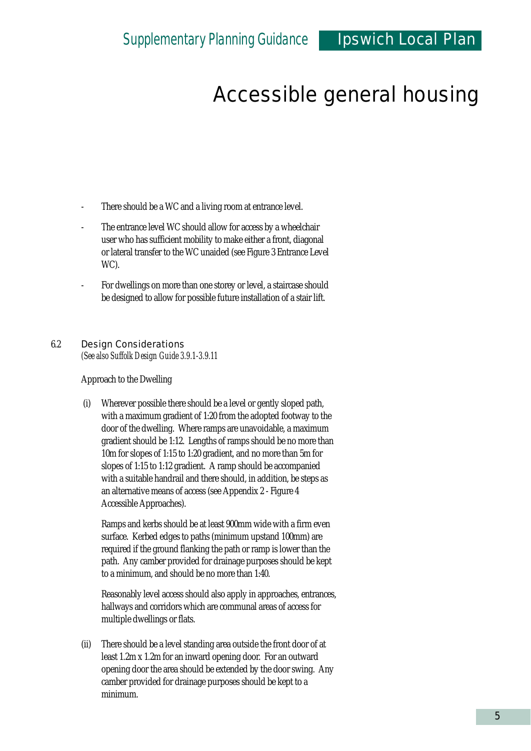# Accessible general housing

- There should be a WC and a living room at entrance level.
- The entrance level WC should allow for access by a wheelchair user who has sufficient mobility to make either a front, diagonal or lateral transfer to the WC unaided (see Figure 3 Entrance Level WC).
- For dwellings on more than one storey or level, a staircase should be designed to allow for possible future installation of a stair lift.

## 6.2 Design Considerations

*(See also Suffolk Design Guide 3.9.1-3.9.11*

Approach to the Dwelling

(i) Wherever possible there should be a level or gently sloped path, with a maximum gradient of 1:20 from the adopted footway to the door of the dwelling. Where ramps are unavoidable, a maximum gradient should be 1:12. Lengths of ramps should be no more than 10m for slopes of 1:15 to 1:20 gradient, and no more than 5m for slopes of 1:15 to 1:12 gradient. A ramp should be accompanied with a suitable handrail and there should, in addition, be steps as an alternative means of access (see Appendix 2 - Figure 4 Accessible Approaches).

Ramps and kerbs should be at least 900mm wide with a firm even surface. Kerbed edges to paths (minimum upstand 100mm) are required if the ground flanking the path or ramp is lower than the path. Any camber provided for drainage purposes should be kept to a minimum, and should be no more than 1:40.

Reasonably level access should also apply in approaches, entrances, hallways and corridors which are communal areas of access for multiple dwellings or flats.

(ii) There should be a level standing area outside the front door of at least 1.2m x 1.2m for an inward opening door. For an outward opening door the area should be extended by the door swing. Any camber provided for drainage purposes should be kept to a minimum.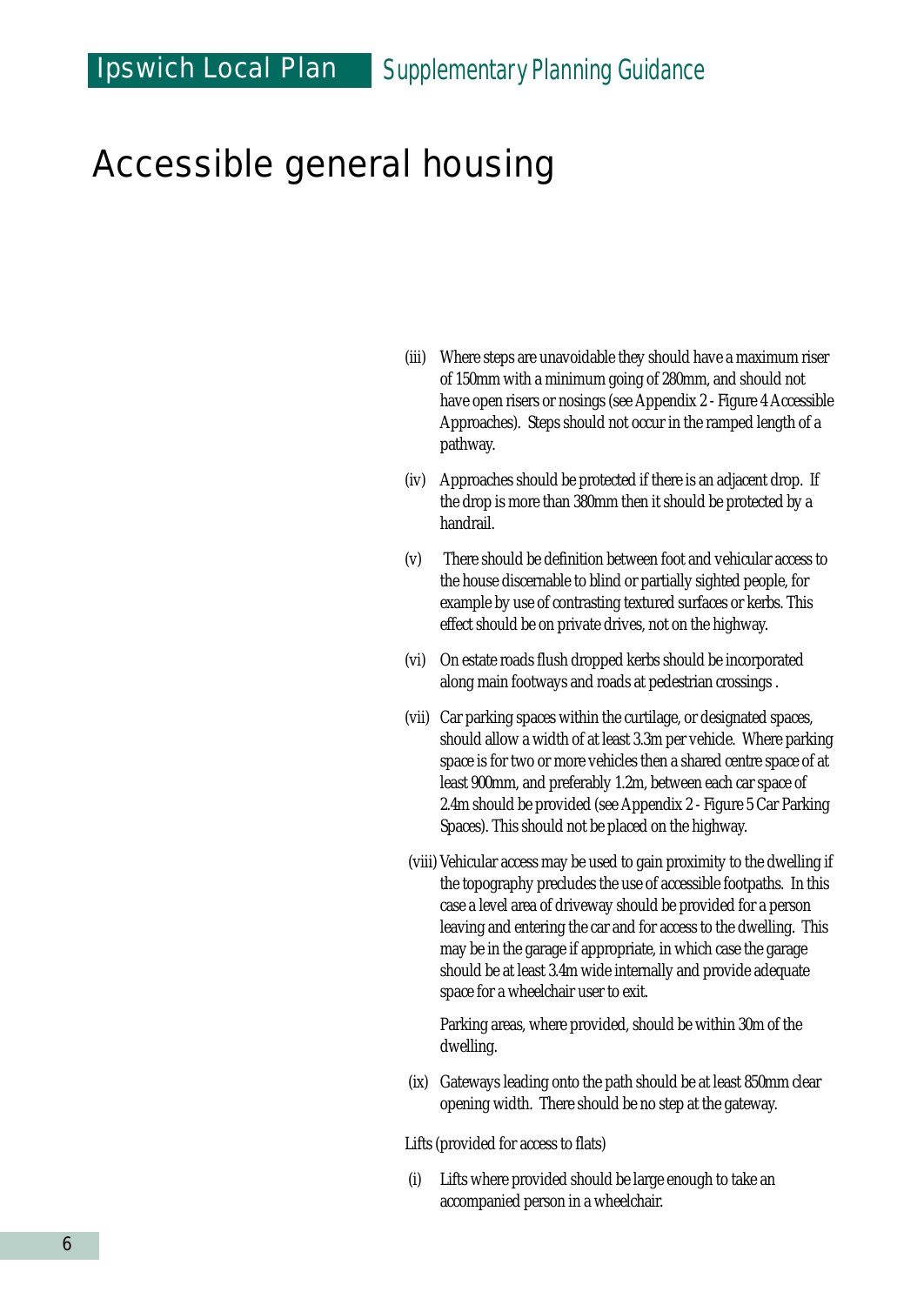# Accessible general housing

(iii) Where steps are unavoidable they should have a maximum riser of 150mm with a minimum going of 280mm, and should not have open risers or nosings (see Appendix 2 - Figure 4 Accessible Approaches). Steps should not occur in the ramped length of a pathway.

(iv) Approaches should be protected if there is an adjacent drop. If the drop is more than 380mm then it should be protected by a handrail.

(v) There should be definition between foot and vehicular access to the house discernable to blind or partially sighted people, for example by use of contrasting textured surfaces or kerbs. This effect should be on private drives, not on the highway.

(vi) On estate roads flush dropped kerbs should be incorporated along main footways and roads at pedestrian crossings .

(vii) Car parking spaces within the curtilage, or designated spaces, should allow a width of at least 3.3m per vehicle. Where parking space is for two or more vehicles then a shared centre space of at least 900mm, and preferably 1.2m, between each car space of 2.4m should be provided (see Appendix 2 - Figure 5 Car Parking Spaces). This should not be placed on the highway.

(viii) Vehicular access may be used to gain proximity to the dwelling if the topography precludes the use of accessible footpaths. In this case a level area of driveway should be provided for a person leaving and entering the car and for access to the dwelling. This may be in the garage if appropriate, in which case the garage should be at least 3.4m wide internally and provide adequate space for a wheelchair user to exit.

Parking areas, where provided, should be within 30m of the dwelling.

(ix) Gateways leading onto the path should be at least 850mm clear opening width. There should be no step at the gateway.

Lifts (provided for access to flats)

(i) Lifts where provided should be large enough to take an accompanied person in a wheelchair.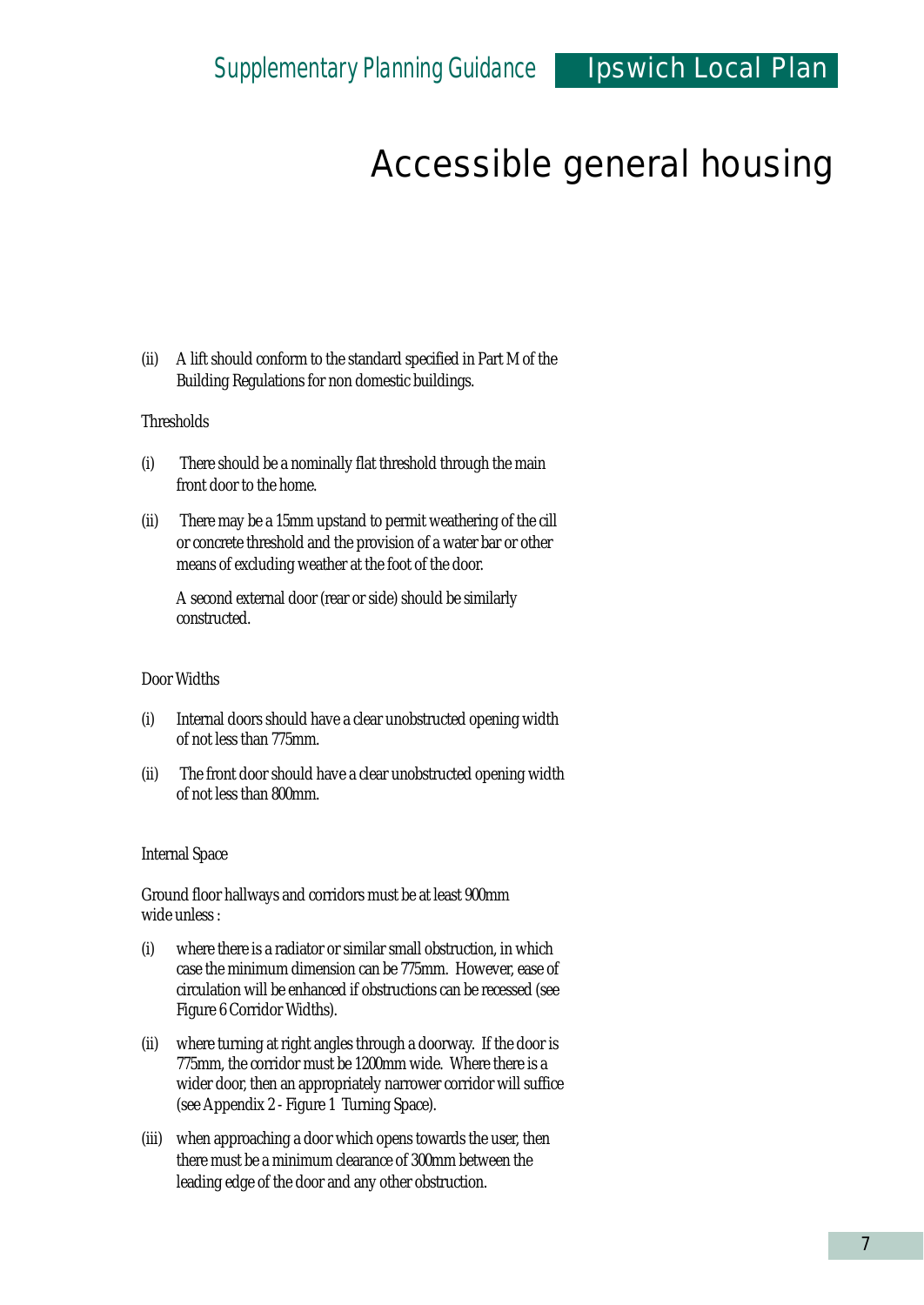# Accessible general housing

(ii) A lift should conform to the standard specified in Part M of the Building Regulations for non domestic buildings.

Thresholds

(i) There should be a nominally flat threshold through the main front door to the home.

(ii) There may be a 15mm upstand to permit weathering of the cill or concrete threshold and the provision of a water bar or other means of excluding weather at the foot of the door.

A second external door (rear or side) should be similarly constructed.

Door Widths

(i) Internal doors should have a clear unobstructed opening width of not less than 775mm.

(ii) The front door should have a clear unobstructed opening width of not less than 800mm.

Internal Space

Ground floor hallways and corridors must be at least 900mm wide unless :

(i) where there is a radiator or similar small obstruction, in which case the minimum dimension can be 775mm. However, ease of circulation will be enhanced if obstructions can be recessed (see Figure 6 Corridor Widths).

(ii) where turning at right angles through a doorway. If the door is 775mm, the corridor must be 1200mm wide. Where there is a wider door, then an appropriately narrower corridor will suffice (see Appendix 2 - Figure 1 Turning Space).

(iii) when approaching a door which opens towards the user, then there must be a minimum clearance of 300mm between the leading edge of the door and any other obstruction.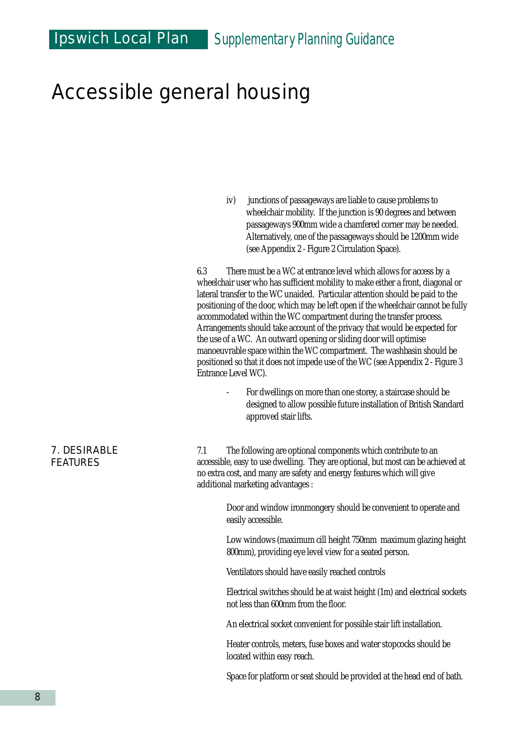# Accessible general housing

iv) junctions of passageways are liable to cause problems to wheelchair mobility. If the junction is 90 degrees and between passageways 900mm wide a chamfered corner may be needed. Alternatively, one of the passageways should be 1200mm wide (see Appendix 2 - Figure 2 Circulation Space).

6.3 There must be a WC at entrance level which allows for access by a wheelchair user who has sufficient mobility to make either a front, diagonal or lateral transfer to the WC unaided. Particular attention should be paid to the positioning of the door, which may be left open if the wheelchair cannot be fully accommodated within the WC compartment during the transfer process. Arrangements should take account of the privacy that would be expected for the use of a WC. An outward opening or sliding door will optimise manoeuvrable space within the WC compartment. The washbasin should be positioned so that it does not impede use of the WC (see Appendix 2 - Figure 3 Entrance Level WC).

- For dwellings on more than one storey, a staircase should be designed to allow possible future installation of British Standard approved stair lifts.

## 7. DESIRABLE FEATURES

7.1 The following are optional components which contribute to an accessible, easy to use dwelling. They are optional, but most can be achieved at no extra cost, and many are safety and energy features which will give additional marketing advantages :

Door and window ironmongery should be convenient to operate and easily accessible.

Low windows (maximum cill height 750mm maximum glazing height 800mm), providing eye level view for a seated person.

Ventilators should have easily reached controls

Electrical switches should be at waist height (1m) and electrical sockets not less than 600mm from the floor.

An electrical socket convenient for possible stair lift installation.

Heater controls, meters, fuse boxes and water stopcocks should be located within easy reach.

Space for platform or seat should be provided at the head end of bath.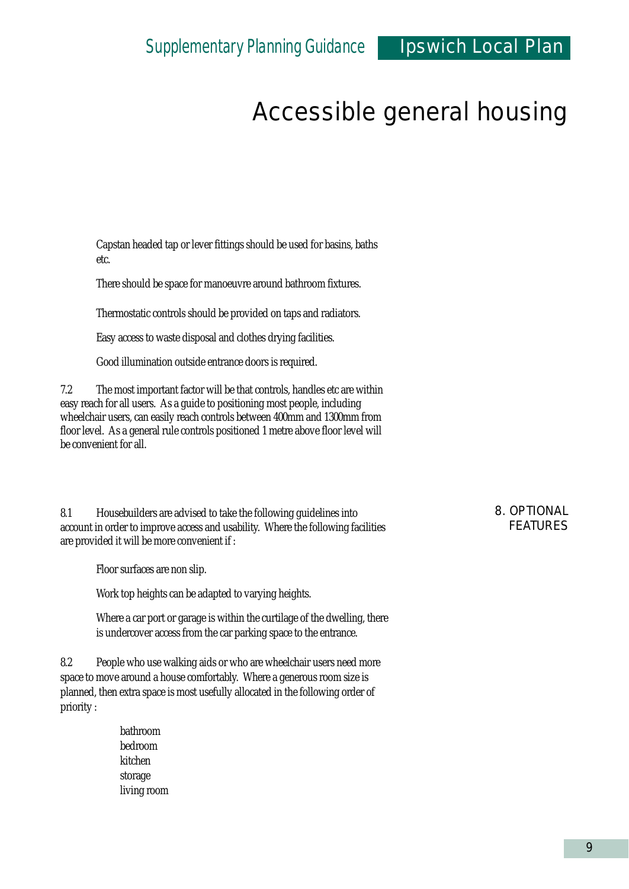# Accessible general housing

Capstan headed tap or lever fittings should be used for basins, baths etc.

There should be space for manoeuvre around bathroom fixtures.

Thermostatic controls should be provided on taps and radiators.

Easy access to waste disposal and clothes drying facilities.

Good illumination outside entrance doors is required.

7.2 The most important factor will be that controls, handles etc are within easy reach for all users. As a guide to positioning most people, including wheelchair users, can easily reach controls between 400mm and 1300mm from floor level. As a general rule controls positioned 1 metre above floor level will be convenient for all.

## 8. OPTIONAL FEATURES

8.1 Housebuilders are advised to take the following guidelines into account in order to improve access and usability. Where the following facilities are provided it will be more convenient if :

Floor surfaces are non slip.

Work top heights can be adapted to varying heights.

Where a car port or garage is within the curtilage of the dwelling, there is undercover access from the car parking space to the entrance.

8.2 People who use walking aids or who are wheelchair users need more space to move around a house comfortably. Where a generous room size is planned, then extra space is most usefully allocated in the following order of priority :

bathroom
bedroom
kitchen
storage
living room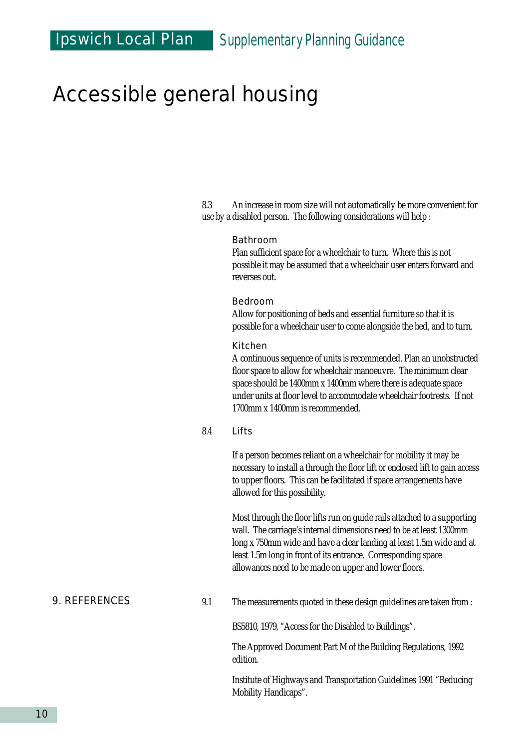# Accessible general housing

8.3 An increase in room size will not automatically be more convenient for use by a disabled person. The following considerations will help :

**Bathroom**
Plan sufficient space for a wheelchair to turn. Where this is not possible it may be assumed that a wheelchair user enters forward and reverses out.

**Bedroom**
Allow for positioning of beds and essential furniture so that it is possible for a wheelchair user to come alongside the bed, and to turn.

**Kitchen**
A continuous sequence of units is recommended. Plan an unobstructed floor space to allow for wheelchair manoeuvre. The minimum clear space should be 1400mm x 1400mm where there is adequate space under units at floor level to accommodate wheelchair footrests. If not 1700mm x 1400mm is recommended.

8.4 **Lifts**

If a person becomes reliant on a wheelchair for mobility it may be necessary to install a through the floor lift or enclosed lift to gain access to upper floors. This can be facilitated if space arrangements have allowed for this possibility.

Most through the floor lifts run on guide rails attached to a supporting wall. The carriage's internal dimensions need to be at least 1300mm long x 750mm wide and have a clear landing at least 1.5m wide and at least 1.5m long in front of its entrance. Corresponding space allowances need to be made on upper and lower floors.

## 9. REFERENCES

9.1 The measurements quoted in these design guidelines are taken from :

BS5810, 1979, "Access for the Disabled to Buildings".

The Approved Document Part M of the Building Regulations, 1992 edition.

Institute of Highways and Transportation Guidelines 1991 "Reducing Mobility Handicaps".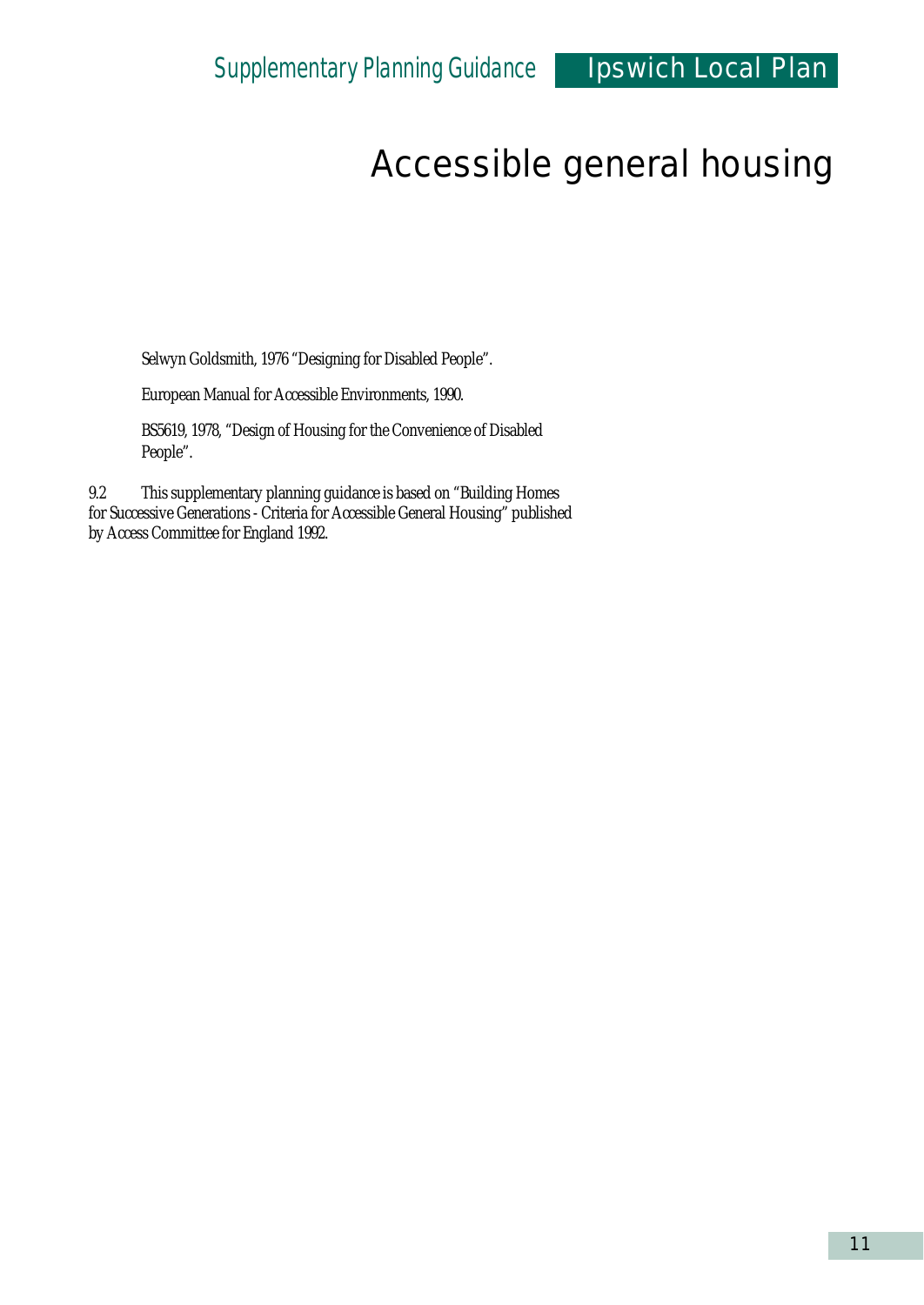# Accessible general housing

Selwyn Goldsmith, 1976 "Designing for Disabled People".

European Manual for Accessible Environments, 1990.

BS5619, 1978, "Design of Housing for the Convenience of Disabled People".

9.2 This supplementary planning guidance is based on "Building Homes for Successive Generations - Criteria for Accessible General Housing" published by Access Committee for England 1992.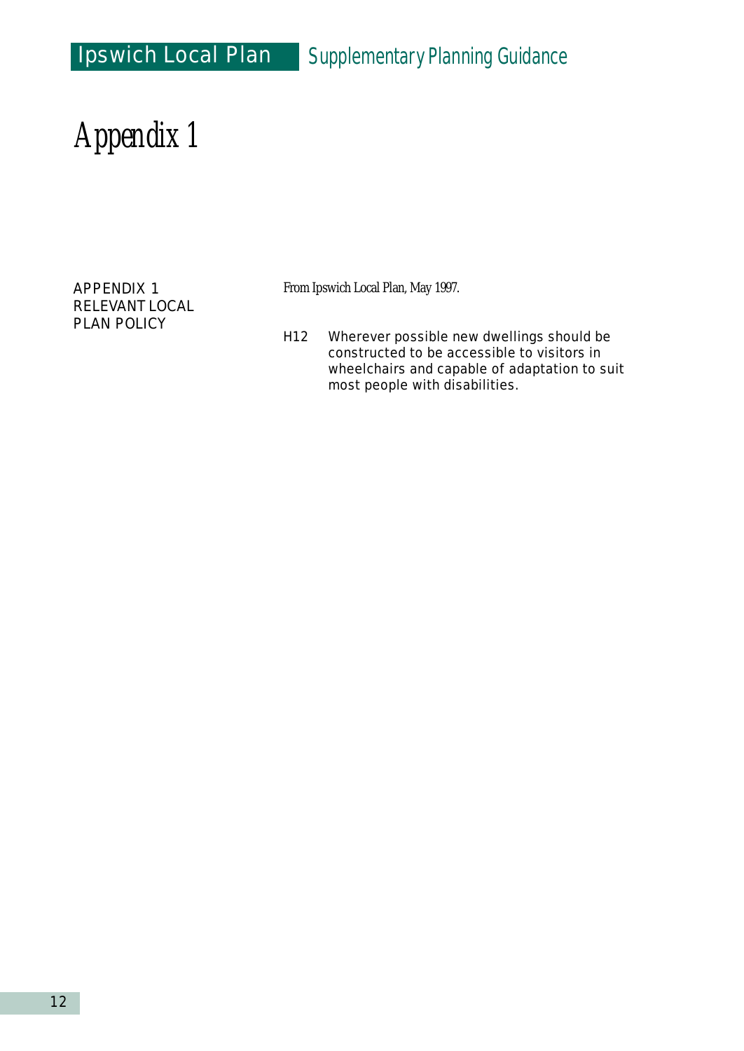# Appendix 1

APPENDIX 1
RELEVANT LOCAL
PLAN POLICY

From Ipswich Local Plan, May 1997.

H12 Wherever possible new dwellings should be constructed to be accessible to visitors in wheelchairs and capable of adaptation to suit most people with disabilities.